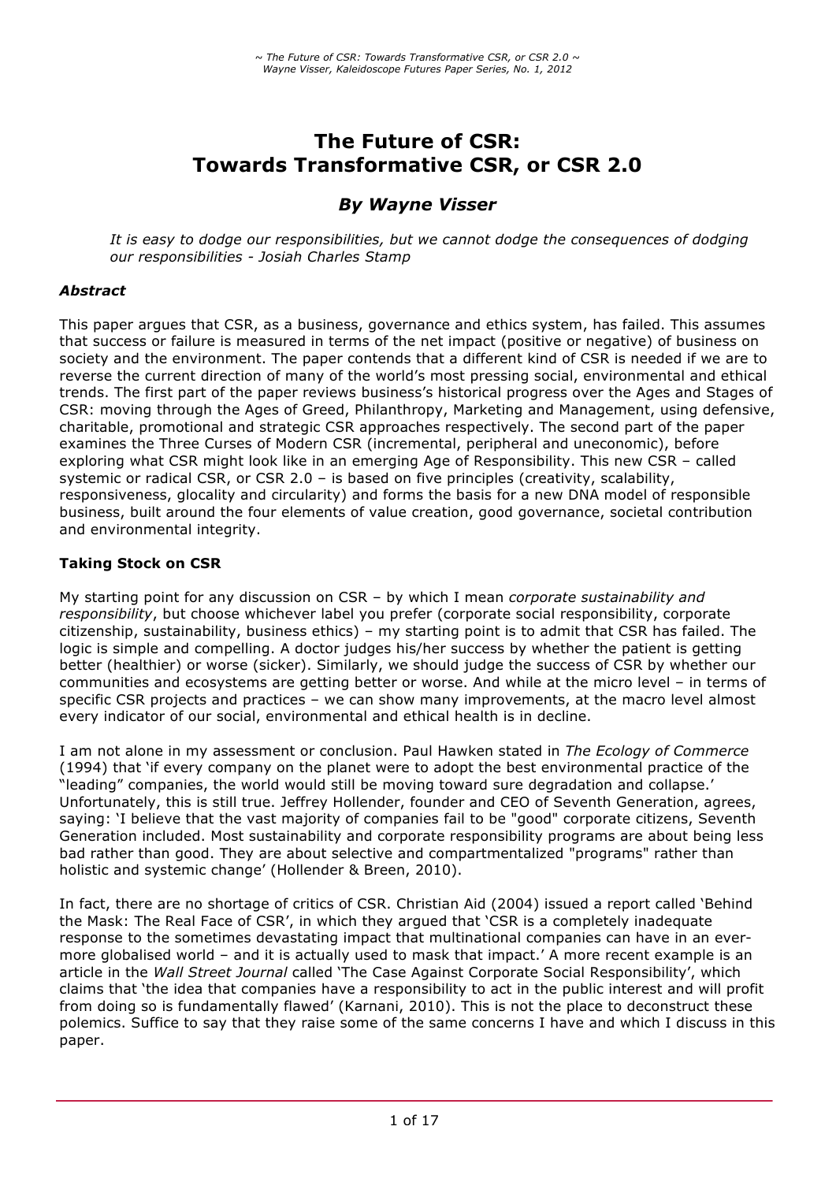# The Future of CSR: Towards Transformative CSR, or CSR 2.0

## *By Wayne Visser*

*It is easy to dodge our responsibilities, but we cannot dodge the consequences of dodging our responsibilities - Josiah Charles Stamp*

### *Abstract*

This paper argues that CSR, as a business, governance and ethics system, has failed. This assumes that success or failure is measured in terms of the net impact (positive or negative) of business on society and the environment. The paper contends that a different kind of CSR is needed if we are to reverse the current direction of many of the world's most pressing social, environmental and ethical trends. The first part of the paper reviews business's historical progress over the Ages and Stages of CSR: moving through the Ages of Greed, Philanthropy, Marketing and Management, using defensive, charitable, promotional and strategic CSR approaches respectively. The second part of the paper examines the Three Curses of Modern CSR (incremental, peripheral and uneconomic), before exploring what CSR might look like in an emerging Age of Responsibility. This new CSR – called systemic or radical CSR, or CSR 2.0 – is based on five principles (creativity, scalability, responsiveness, glocality and circularity) and forms the basis for a new DNA model of responsible business, built around the four elements of value creation, good governance, societal contribution and environmental integrity.

### Taking Stock on CSR

My starting point for any discussion on CSR – by which I mean *corporate sustainability and responsibility*, but choose whichever label you prefer (corporate social responsibility, corporate citizenship, sustainability, business ethics) – my starting point is to admit that CSR has failed. The logic is simple and compelling. A doctor judges his/her success by whether the patient is getting better (healthier) or worse (sicker). Similarly, we should judge the success of CSR by whether our communities and ecosystems are getting better or worse. And while at the micro level – in terms of specific CSR projects and practices – we can show many improvements, at the macro level almost every indicator of our social, environmental and ethical health is in decline.

I am not alone in my assessment or conclusion. Paul Hawken stated in *The Ecology of Commerce* (1994) that 'if every company on the planet were to adopt the best environmental practice of the "leading" companies, the world would still be moving toward sure degradation and collapse.' Unfortunately, this is still true. Jeffrey Hollender, founder and CEO of Seventh Generation, agrees, saying: 'I believe that the vast majority of companies fail to be "good" corporate citizens, Seventh Generation included. Most sustainability and corporate responsibility programs are about being less bad rather than good. They are about selective and compartmentalized "programs" rather than holistic and systemic change' (Hollender & Breen, 2010).

In fact, there are no shortage of critics of CSR. Christian Aid (2004) issued a report called 'Behind the Mask: The Real Face of CSR', in which they argued that 'CSR is a completely inadequate response to the sometimes devastating impact that multinational companies can have in an ever-more globalised world – and it is actually used to mask that impact.' A more recent example is an article in the *Wall Street Journal* called 'The Case Against Corporate Social Responsibility', which claims that 'the idea that companies have a responsibility to act in the public interest and will profit from doing so is fundamentally flawed' (Karnani, 2010). This is not the place to deconstruct these polemics. Suffice to say that they raise some of the same concerns I have and which I discuss in this paper.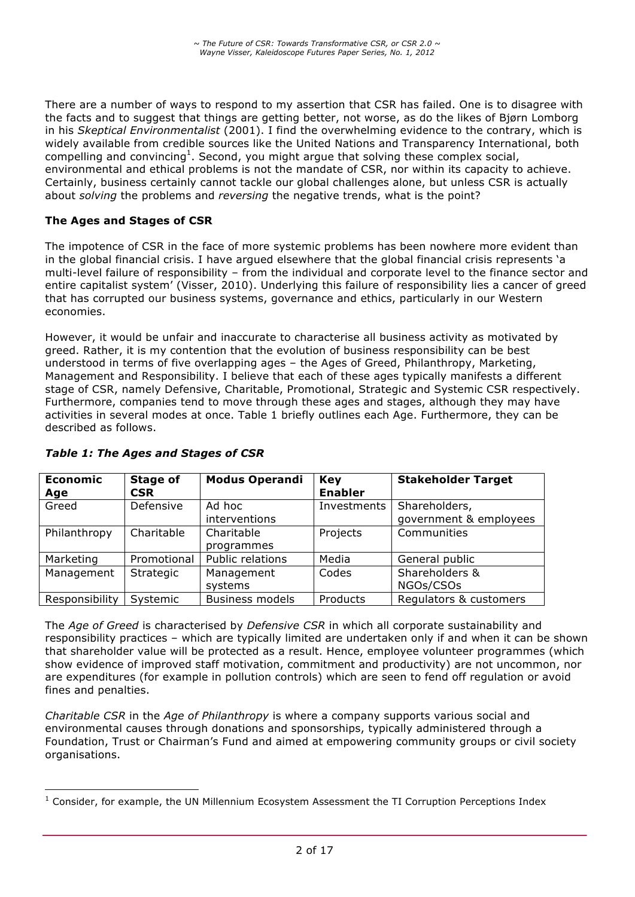There are a number of ways to respond to my assertion that CSR has failed. One is to disagree with the facts and to suggest that things are getting better, not worse, as do the likes of Bjørn Lomborg in his *Skeptical Environmentalist* (2001). I find the overwhelming evidence to the contrary, which is widely available from credible sources like the United Nations and Transparency International, both compelling and convincing[1]. Second, you might argue that solving these complex social, environmental and ethical problems is not the mandate of CSR, nor within its capacity to achieve. Certainly, business certainly cannot tackle our global challenges alone, but unless CSR is actually about *solving* the problems and *reversing* the negative trends, what is the point?

**The Ages and Stages of CSR**

The impotence of CSR in the face of more systemic problems has been nowhere more evident than in the global financial crisis. I have argued elsewhere that the global financial crisis represents 'a multi-level failure of responsibility – from the individual and corporate level to the finance sector and entire capitalist system' (Visser, 2010). Underlying this failure of responsibility lies a cancer of greed that has corrupted our business systems, governance and ethics, particularly in our Western economies.

However, it would be unfair and inaccurate to characterise all business activity as motivated by greed. Rather, it is my contention that the evolution of business responsibility can be best understood in terms of five overlapping ages – the Ages of Greed, Philanthropy, Marketing, Management and Responsibility. I believe that each of these ages typically manifests a different stage of CSR, namely Defensive, Charitable, Promotional, Strategic and Systemic CSR respectively. Furthermore, companies tend to move through these ages and stages, although they may have activities in several modes at once. Table 1 briefly outlines each Age. Furthermore, they can be described as follows.

***Table 1: The Ages and Stages of CSR***

| **Economic Age** | **Stage of CSR** | **Modus Operandi** | **Key Enabler** | **Stakeholder Target** |
|---|---|---|---|---|
| Greed | Defensive | Ad hoc interventions | Investments | Shareholders, government & employees |
| Philanthropy | Charitable | Charitable programmes | Projects | Communities |
| Marketing | Promotional | Public relations | Media | General public |
| Management | Strategic | Management systems | Codes | Shareholders & NGOs/CSOs |
| Responsibility | Systemic | Business models | Products | Regulators & customers |

The *Age of Greed* is characterised by *Defensive CSR* in which all corporate sustainability and responsibility practices – which are typically limited are undertaken only if and when it can be shown that shareholder value will be protected as a result. Hence, employee volunteer programmes (which show evidence of improved staff motivation, commitment and productivity) are not uncommon, nor are expenditures (for example in pollution controls) which are seen to fend off regulation or avoid fines and penalties.

*Charitable CSR* in the *Age of Philanthropy* is where a company supports various social and environmental causes through donations and sponsorships, typically administered through a Foundation, Trust or Chairman's Fund and aimed at empowering community groups or civil society organisations.

[1] Consider, for example, the UN Millennium Ecosystem Assessment the TI Corruption Perceptions Index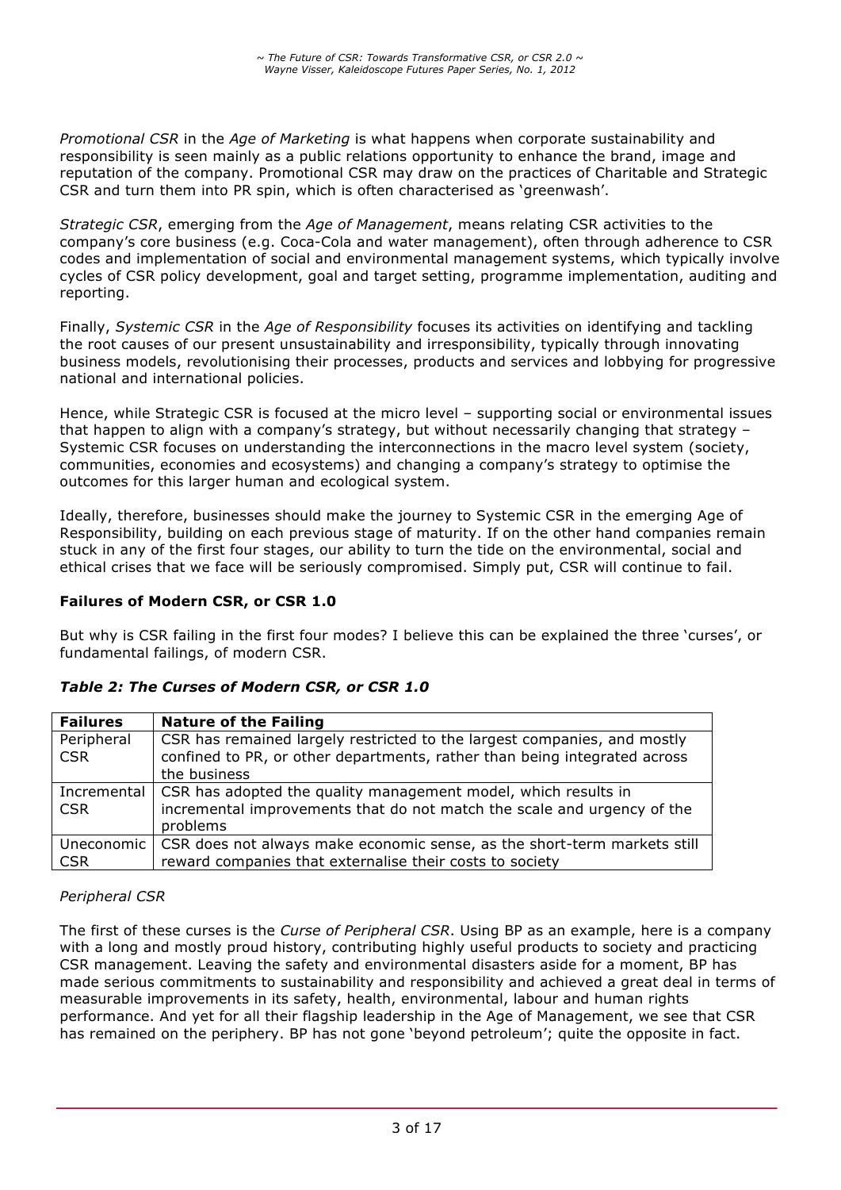*Promotional CSR* in the *Age of Marketing* is what happens when corporate sustainability and responsibility is seen mainly as a public relations opportunity to enhance the brand, image and reputation of the company. Promotional CSR may draw on the practices of Charitable and Strategic CSR and turn them into PR spin, which is often characterised as 'greenwash'.

*Strategic CSR*, emerging from the *Age of Management*, means relating CSR activities to the company's core business (e.g. Coca-Cola and water management), often through adherence to CSR codes and implementation of social and environmental management systems, which typically involve cycles of CSR policy development, goal and target setting, programme implementation, auditing and reporting.

Finally, *Systemic CSR* in the *Age of Responsibility* focuses its activities on identifying and tackling the root causes of our present unsustainability and irresponsibility, typically through innovating business models, revolutionising their processes, products and services and lobbying for progressive national and international policies.

Hence, while Strategic CSR is focused at the micro level – supporting social or environmental issues that happen to align with a company's strategy, but without necessarily changing that strategy – Systemic CSR focuses on understanding the interconnections in the macro level system (society, communities, economies and ecosystems) and changing a company's strategy to optimise the outcomes for this larger human and ecological system.

Ideally, therefore, businesses should make the journey to Systemic CSR in the emerging Age of Responsibility, building on each previous stage of maturity. If on the other hand companies remain stuck in any of the first four stages, our ability to turn the tide on the environmental, social and ethical crises that we face will be seriously compromised. Simply put, CSR will continue to fail.

### Failures of Modern CSR, or CSR 1.0

But why is CSR failing in the first four modes? I believe this can be explained the three 'curses', or fundamental failings, of modern CSR.

***Table 2: The Curses of Modern CSR, or CSR 1.0***

| **Failures** | **Nature of the Failing** |
|---|---|
| Peripheral CSR | CSR has remained largely restricted to the largest companies, and mostly confined to PR, or other departments, rather than being integrated across the business |
| Incremental CSR | CSR has adopted the quality management model, which results in incremental improvements that do not match the scale and urgency of the problems |
| Uneconomic CSR | CSR does not always make economic sense, as the short-term markets still reward companies that externalise their costs to society |

#### *Peripheral CSR*

The first of these curses is the *Curse of Peripheral CSR*. Using BP as an example, here is a company with a long and mostly proud history, contributing highly useful products to society and practicing CSR management. Leaving the safety and environmental disasters aside for a moment, BP has made serious commitments to sustainability and responsibility and achieved a great deal in terms of measurable improvements in its safety, health, environmental, labour and human rights performance. And yet for all their flagship leadership in the Age of Management, we see that CSR has remained on the periphery. BP has not gone 'beyond petroleum'; quite the opposite in fact.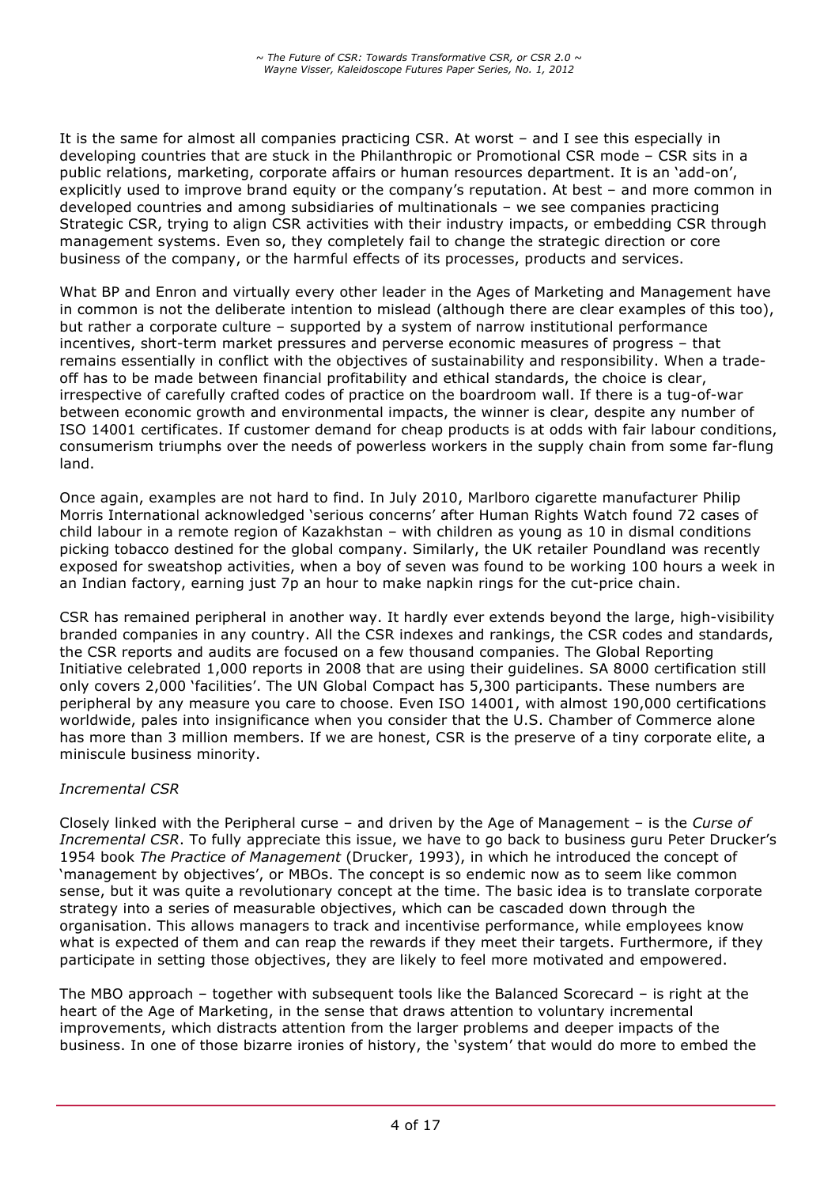It is the same for almost all companies practicing CSR. At worst – and I see this especially in developing countries that are stuck in the Philanthropic or Promotional CSR mode – CSR sits in a public relations, marketing, corporate affairs or human resources department. It is an 'add-on', explicitly used to improve brand equity or the company's reputation. At best – and more common in developed countries and among subsidiaries of multinationals – we see companies practicing Strategic CSR, trying to align CSR activities with their industry impacts, or embedding CSR through management systems. Even so, they completely fail to change the strategic direction or core business of the company, or the harmful effects of its processes, products and services.

What BP and Enron and virtually every other leader in the Ages of Marketing and Management have in common is not the deliberate intention to mislead (although there are clear examples of this too), but rather a corporate culture – supported by a system of narrow institutional performance incentives, short-term market pressures and perverse economic measures of progress – that remains essentially in conflict with the objectives of sustainability and responsibility. When a trade-off has to be made between financial profitability and ethical standards, the choice is clear, irrespective of carefully crafted codes of practice on the boardroom wall. If there is a tug-of-war between economic growth and environmental impacts, the winner is clear, despite any number of ISO 14001 certificates. If customer demand for cheap products is at odds with fair labour conditions, consumerism triumphs over the needs of powerless workers in the supply chain from some far-flung land.

Once again, examples are not hard to find. In July 2010, Marlboro cigarette manufacturer Philip Morris International acknowledged 'serious concerns' after Human Rights Watch found 72 cases of child labour in a remote region of Kazakhstan – with children as young as 10 in dismal conditions picking tobacco destined for the global company. Similarly, the UK retailer Poundland was recently exposed for sweatshop activities, when a boy of seven was found to be working 100 hours a week in an Indian factory, earning just 7p an hour to make napkin rings for the cut-price chain.

CSR has remained peripheral in another way. It hardly ever extends beyond the large, high-visibility branded companies in any country. All the CSR indexes and rankings, the CSR codes and standards, the CSR reports and audits are focused on a few thousand companies. The Global Reporting Initiative celebrated 1,000 reports in 2008 that are using their guidelines. SA 8000 certification still only covers 2,000 'facilities'. The UN Global Compact has 5,300 participants. These numbers are peripheral by any measure you care to choose. Even ISO 14001, with almost 190,000 certifications worldwide, pales into insignificance when you consider that the U.S. Chamber of Commerce alone has more than 3 million members. If we are honest, CSR is the preserve of a tiny corporate elite, a miniscule business minority.

*Incremental CSR*

Closely linked with the Peripheral curse – and driven by the Age of Management – is the *Curse of Incremental CSR*. To fully appreciate this issue, we have to go back to business guru Peter Drucker's 1954 book *The Practice of Management* (Drucker, 1993), in which he introduced the concept of 'management by objectives', or MBOs. The concept is so endemic now as to seem like common sense, but it was quite a revolutionary concept at the time. The basic idea is to translate corporate strategy into a series of measurable objectives, which can be cascaded down through the organisation. This allows managers to track and incentivise performance, while employees know what is expected of them and can reap the rewards if they meet their targets. Furthermore, if they participate in setting those objectives, they are likely to feel more motivated and empowered.

The MBO approach – together with subsequent tools like the Balanced Scorecard – is right at the heart of the Age of Marketing, in the sense that draws attention to voluntary incremental improvements, which distracts attention from the larger problems and deeper impacts of the business. In one of those bizarre ironies of history, the 'system' that would do more to embed the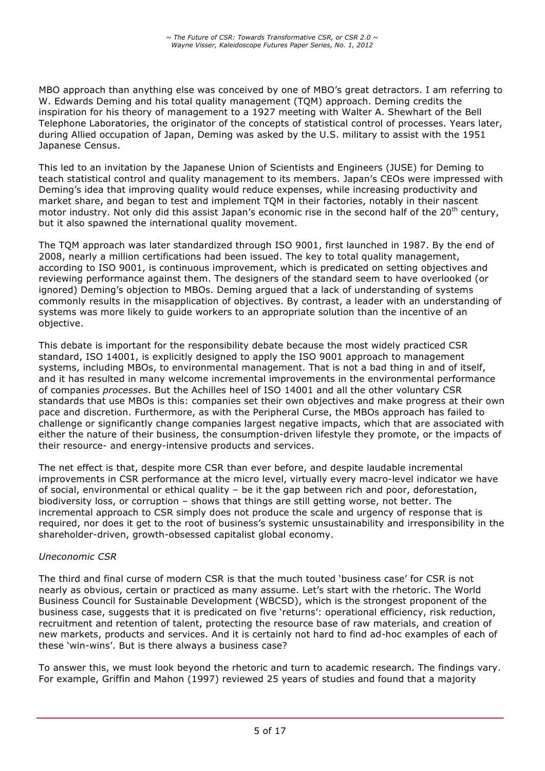MBO approach than anything else was conceived by one of MBO's great detractors. I am referring to W. Edwards Deming and his total quality management (TQM) approach. Deming credits the inspiration for his theory of management to a 1927 meeting with Walter A. Shewhart of the Bell Telephone Laboratories, the originator of the concepts of statistical control of processes. Years later, during Allied occupation of Japan, Deming was asked by the U.S. military to assist with the 1951 Japanese Census.

This led to an invitation by the Japanese Union of Scientists and Engineers (JUSE) for Deming to teach statistical control and quality management to its members. Japan's CEOs were impressed with Deming's idea that improving quality would reduce expenses, while increasing productivity and market share, and began to test and implement TQM in their factories, notably in their nascent motor industry. Not only did this assist Japan's economic rise in the second half of the 20th century, but it also spawned the international quality movement.

The TQM approach was later standardized through ISO 9001, first launched in 1987. By the end of 2008, nearly a million certifications had been issued. The key to total quality management, according to ISO 9001, is continuous improvement, which is predicated on setting objectives and reviewing performance against them. The designers of the standard seem to have overlooked (or ignored) Deming's objection to MBOs. Deming argued that a lack of understanding of systems commonly results in the misapplication of objectives. By contrast, a leader with an understanding of systems was more likely to guide workers to an appropriate solution than the incentive of an objective.

This debate is important for the responsibility debate because the most widely practiced CSR standard, ISO 14001, is explicitly designed to apply the ISO 9001 approach to management systems, including MBOs, to environmental management. That is not a bad thing in and of itself, and it has resulted in many welcome incremental improvements in the environmental performance of companies *processes*. But the Achilles heel of ISO 14001 and all the other voluntary CSR standards that use MBOs is this: companies set their own objectives and make progress at their own pace and discretion. Furthermore, as with the Peripheral Curse, the MBOs approach has failed to challenge or significantly change companies largest negative impacts, which that are associated with either the nature of their business, the consumption-driven lifestyle they promote, or the impacts of their resource- and energy-intensive products and services.

The net effect is that, despite more CSR than ever before, and despite laudable incremental improvements in CSR performance at the micro level, virtually every macro-level indicator we have of social, environmental or ethical quality – be it the gap between rich and poor, deforestation, biodiversity loss, or corruption – shows that things are still getting worse, not better. The incremental approach to CSR simply does not produce the scale and urgency of response that is required, nor does it get to the root of business's systemic unsustainability and irresponsibility in the shareholder-driven, growth-obsessed capitalist global economy.

*Uneconomic CSR*

The third and final curse of modern CSR is that the much touted 'business case' for CSR is not nearly as obvious, certain or practiced as many assume. Let's start with the rhetoric. The World Business Council for Sustainable Development (WBCSD), which is the strongest proponent of the business case, suggests that it is predicated on five 'returns': operational efficiency, risk reduction, recruitment and retention of talent, protecting the resource base of raw materials, and creation of new markets, products and services. And it is certainly not hard to find ad-hoc examples of each of these 'win-wins'. But is there always a business case?

To answer this, we must look beyond the rhetoric and turn to academic research. The findings vary. For example, Griffin and Mahon (1997) reviewed 25 years of studies and found that a majority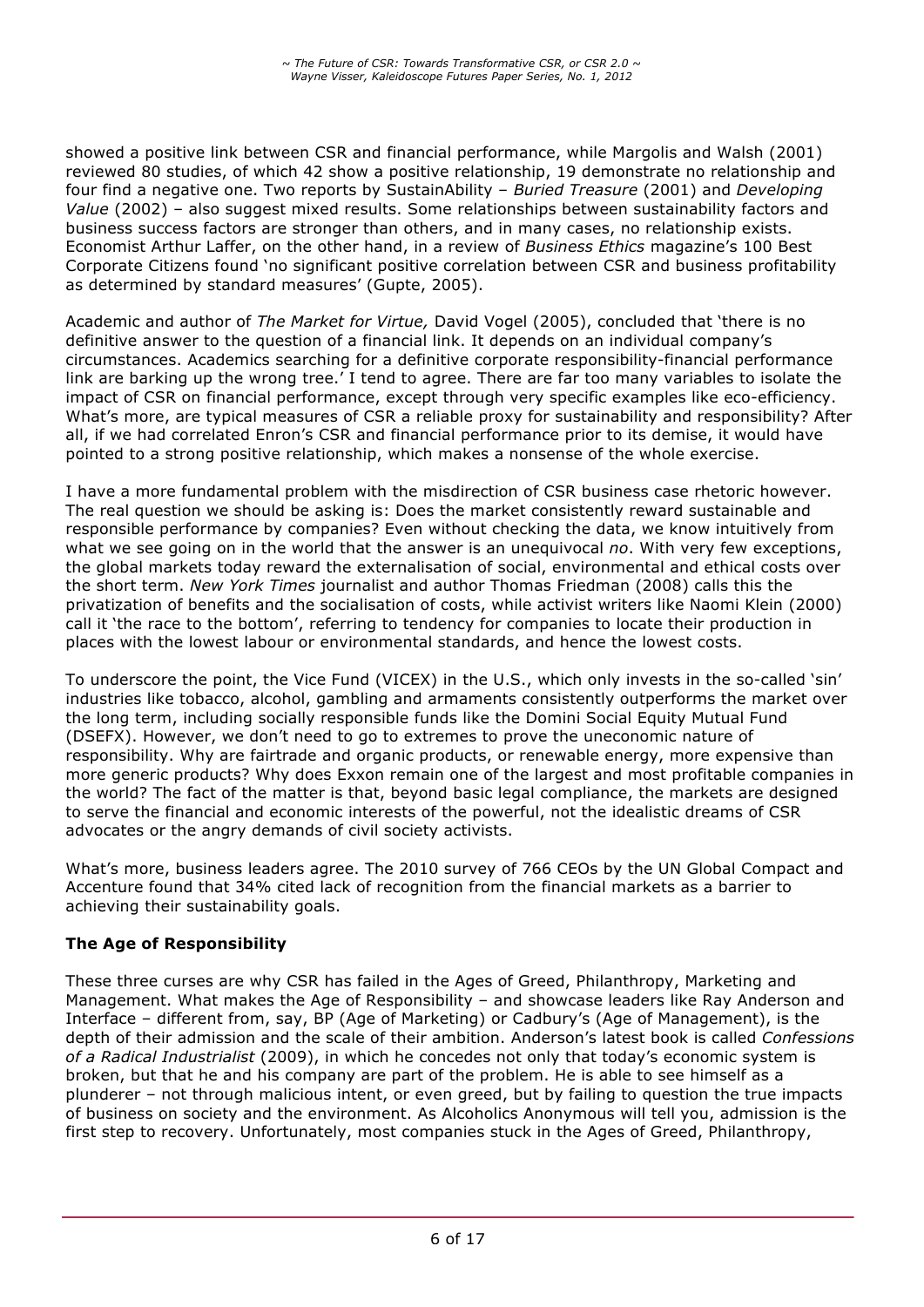showed a positive link between CSR and financial performance, while Margolis and Walsh (2001) reviewed 80 studies, of which 42 show a positive relationship, 19 demonstrate no relationship and four find a negative one. Two reports by SustainAbility – *Buried Treasure* (2001) and *Developing Value* (2002) – also suggest mixed results. Some relationships between sustainability factors and business success factors are stronger than others, and in many cases, no relationship exists. Economist Arthur Laffer, on the other hand, in a review of *Business Ethics* magazine's 100 Best Corporate Citizens found 'no significant positive correlation between CSR and business profitability as determined by standard measures' (Gupte, 2005).

Academic and author of *The Market for Virtue,* David Vogel (2005), concluded that 'there is no definitive answer to the question of a financial link. It depends on an individual company's circumstances. Academics searching for a definitive corporate responsibility-financial performance link are barking up the wrong tree.' I tend to agree. There are far too many variables to isolate the impact of CSR on financial performance, except through very specific examples like eco-efficiency. What's more, are typical measures of CSR a reliable proxy for sustainability and responsibility? After all, if we had correlated Enron's CSR and financial performance prior to its demise, it would have pointed to a strong positive relationship, which makes a nonsense of the whole exercise.

I have a more fundamental problem with the misdirection of CSR business case rhetoric however. The real question we should be asking is: Does the market consistently reward sustainable and responsible performance by companies? Even without checking the data, we know intuitively from what we see going on in the world that the answer is an unequivocal *no*. With very few exceptions, the global markets today reward the externalisation of social, environmental and ethical costs over the short term. *New York Times* journalist and author Thomas Friedman (2008) calls this the privatization of benefits and the socialisation of costs, while activist writers like Naomi Klein (2000) call it 'the race to the bottom', referring to tendency for companies to locate their production in places with the lowest labour or environmental standards, and hence the lowest costs.

To underscore the point, the Vice Fund (VICEX) in the U.S., which only invests in the so-called 'sin' industries like tobacco, alcohol, gambling and armaments consistently outperforms the market over the long term, including socially responsible funds like the Domini Social Equity Mutual Fund (DSEFX). However, we don't need to go to extremes to prove the uneconomic nature of responsibility. Why are fairtrade and organic products, or renewable energy, more expensive than more generic products? Why does Exxon remain one of the largest and most profitable companies in the world? The fact of the matter is that, beyond basic legal compliance, the markets are designed to serve the financial and economic interests of the powerful, not the idealistic dreams of CSR advocates or the angry demands of civil society activists.

What's more, business leaders agree. The 2010 survey of 766 CEOs by the UN Global Compact and Accenture found that 34% cited lack of recognition from the financial markets as a barrier to achieving their sustainability goals.

### The Age of Responsibility

These three curses are why CSR has failed in the Ages of Greed, Philanthropy, Marketing and Management. What makes the Age of Responsibility – and showcase leaders like Ray Anderson and Interface – different from, say, BP (Age of Marketing) or Cadbury's (Age of Management), is the depth of their admission and the scale of their ambition. Anderson's latest book is called *Confessions of a Radical Industrialist* (2009), in which he concedes not only that today's economic system is broken, but that he and his company are part of the problem. He is able to see himself as a plunderer – not through malicious intent, or even greed, but by failing to question the true impacts of business on society and the environment. As Alcoholics Anonymous will tell you, admission is the first step to recovery. Unfortunately, most companies stuck in the Ages of Greed, Philanthropy,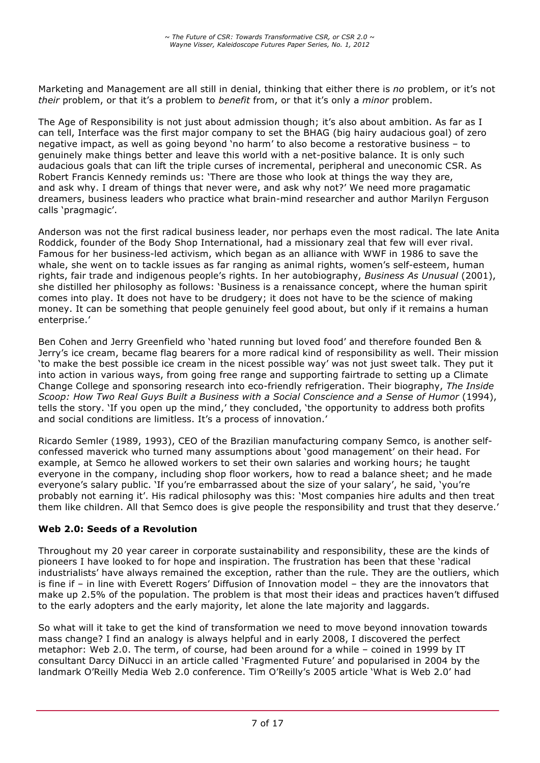Marketing and Management are all still in denial, thinking that either there is *no* problem, or it's not *their* problem, or that it's a problem to *benefit* from, or that it's only a *minor* problem.

The Age of Responsibility is not just about admission though; it's also about ambition. As far as I can tell, Interface was the first major company to set the BHAG (big hairy audacious goal) of zero negative impact, as well as going beyond 'no harm' to also become a restorative business – to genuinely make things better and leave this world with a net-positive balance. It is only such audacious goals that can lift the triple curses of incremental, peripheral and uneconomic CSR. As Robert Francis Kennedy reminds us: 'There are those who look at things the way they are, and ask why. I dream of things that never were, and ask why not?' We need more pragamatic dreamers, business leaders who practice what brain-mind researcher and author Marilyn Ferguson calls 'pragmagic'.

Anderson was not the first radical business leader, nor perhaps even the most radical. The late Anita Roddick, founder of the Body Shop International, had a missionary zeal that few will ever rival. Famous for her business-led activism, which began as an alliance with WWF in 1986 to save the whale, she went on to tackle issues as far ranging as animal rights, women's self-esteem, human rights, fair trade and indigenous people's rights. In her autobiography, *Business As Unusual* (2001), she distilled her philosophy as follows: 'Business is a renaissance concept, where the human spirit comes into play. It does not have to be drudgery; it does not have to be the science of making money. It can be something that people genuinely feel good about, but only if it remains a human enterprise.'

Ben Cohen and Jerry Greenfield who 'hated running but loved food' and therefore founded Ben & Jerry's ice cream, became flag bearers for a more radical kind of responsibility as well. Their mission 'to make the best possible ice cream in the nicest possible way' was not just sweet talk. They put it into action in various ways, from going free range and supporting fairtrade to setting up a Climate Change College and sponsoring research into eco-friendly refrigeration. Their biography, *The Inside Scoop: How Two Real Guys Built a Business with a Social Conscience and a Sense of Humor* (1994), tells the story. 'If you open up the mind,' they concluded, 'the opportunity to address both profits and social conditions are limitless. It's a process of innovation.'

Ricardo Semler (1989, 1993), CEO of the Brazilian manufacturing company Semco, is another self-confessed maverick who turned many assumptions about 'good management' on their head. For example, at Semco he allowed workers to set their own salaries and working hours; he taught everyone in the company, including shop floor workers, how to read a balance sheet; and he made everyone's salary public. 'If you're embarrassed about the size of your salary', he said, 'you're probably not earning it'. His radical philosophy was this: 'Most companies hire adults and then treat them like children. All that Semco does is give people the responsibility and trust that they deserve.'

### Web 2.0: Seeds of a Revolution

Throughout my 20 year career in corporate sustainability and responsibility, these are the kinds of pioneers I have looked to for hope and inspiration. The frustration has been that these 'radical industrialists' have always remained the exception, rather than the rule. They are the outliers, which is fine if – in line with Everett Rogers' Diffusion of Innovation model – they are the innovators that make up 2.5% of the population. The problem is that most their ideas and practices haven't diffused to the early adopters and the early majority, let alone the late majority and laggards.

So what will it take to get the kind of transformation we need to move beyond innovation towards mass change? I find an analogy is always helpful and in early 2008, I discovered the perfect metaphor: Web 2.0. The term, of course, had been around for a while – coined in 1999 by IT consultant Darcy DiNucci in an article called 'Fragmented Future' and popularised in 2004 by the landmark O'Reilly Media Web 2.0 conference. Tim O'Reilly's 2005 article 'What is Web 2.0' had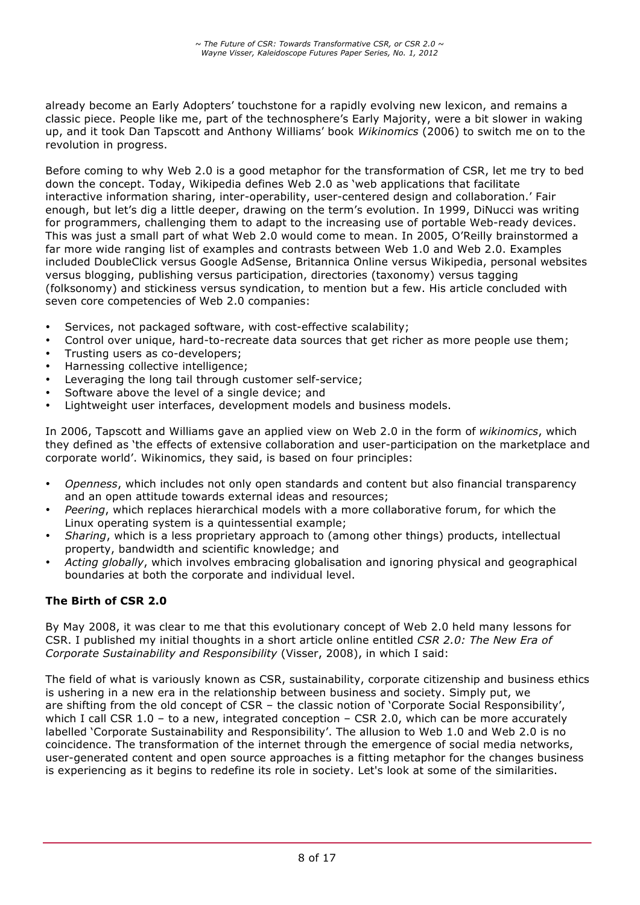already become an Early Adopters' touchstone for a rapidly evolving new lexicon, and remains a classic piece. People like me, part of the technosphere's Early Majority, were a bit slower in waking up, and it took Dan Tapscott and Anthony Williams' book *Wikinomics* (2006) to switch me on to the revolution in progress.

Before coming to why Web 2.0 is a good metaphor for the transformation of CSR, let me try to bed down the concept. Today, Wikipedia defines Web 2.0 as 'web applications that facilitate interactive information sharing, inter-operability, user-centered design and collaboration.' Fair enough, but let's dig a little deeper, drawing on the term's evolution. In 1999, DiNucci was writing for programmers, challenging them to adapt to the increasing use of portable Web-ready devices. This was just a small part of what Web 2.0 would come to mean. In 2005, O'Reilly brainstormed a far more wide ranging list of examples and contrasts between Web 1.0 and Web 2.0. Examples included DoubleClick versus Google AdSense, Britannica Online versus Wikipedia, personal websites versus blogging, publishing versus participation, directories (taxonomy) versus tagging (folksonomy) and stickiness versus syndication, to mention but a few. His article concluded with seven core competencies of Web 2.0 companies:

- Services, not packaged software, with cost-effective scalability;
- Control over unique, hard-to-recreate data sources that get richer as more people use them;
- Trusting users as co-developers;
- Harnessing collective intelligence;
- Leveraging the long tail through customer self-service;
- Software above the level of a single device; and
- Lightweight user interfaces, development models and business models.

In 2006, Tapscott and Williams gave an applied view on Web 2.0 in the form of *wikinomics*, which they defined as 'the effects of extensive collaboration and user-participation on the marketplace and corporate world'. Wikinomics, they said, is based on four principles:

- *Openness*, which includes not only open standards and content but also financial transparency and an open attitude towards external ideas and resources;
- *Peering*, which replaces hierarchical models with a more collaborative forum, for which the Linux operating system is a quintessential example;
- *Sharing*, which is a less proprietary approach to (among other things) products, intellectual property, bandwidth and scientific knowledge; and
- *Acting globally*, which involves embracing globalisation and ignoring physical and geographical boundaries at both the corporate and individual level.

## The Birth of CSR 2.0

By May 2008, it was clear to me that this evolutionary concept of Web 2.0 held many lessons for CSR. I published my initial thoughts in a short article online entitled *CSR 2.0: The New Era of Corporate Sustainability and Responsibility* (Visser, 2008), in which I said:

The field of what is variously known as CSR, sustainability, corporate citizenship and business ethics is ushering in a new era in the relationship between business and society. Simply put, we are shifting from the old concept of CSR – the classic notion of 'Corporate Social Responsibility', which I call CSR 1.0 – to a new, integrated conception – CSR 2.0, which can be more accurately labelled 'Corporate Sustainability and Responsibility'. The allusion to Web 1.0 and Web 2.0 is no coincidence. The transformation of the internet through the emergence of social media networks, user-generated content and open source approaches is a fitting metaphor for the changes business is experiencing as it begins to redefine its role in society. Let's look at some of the similarities.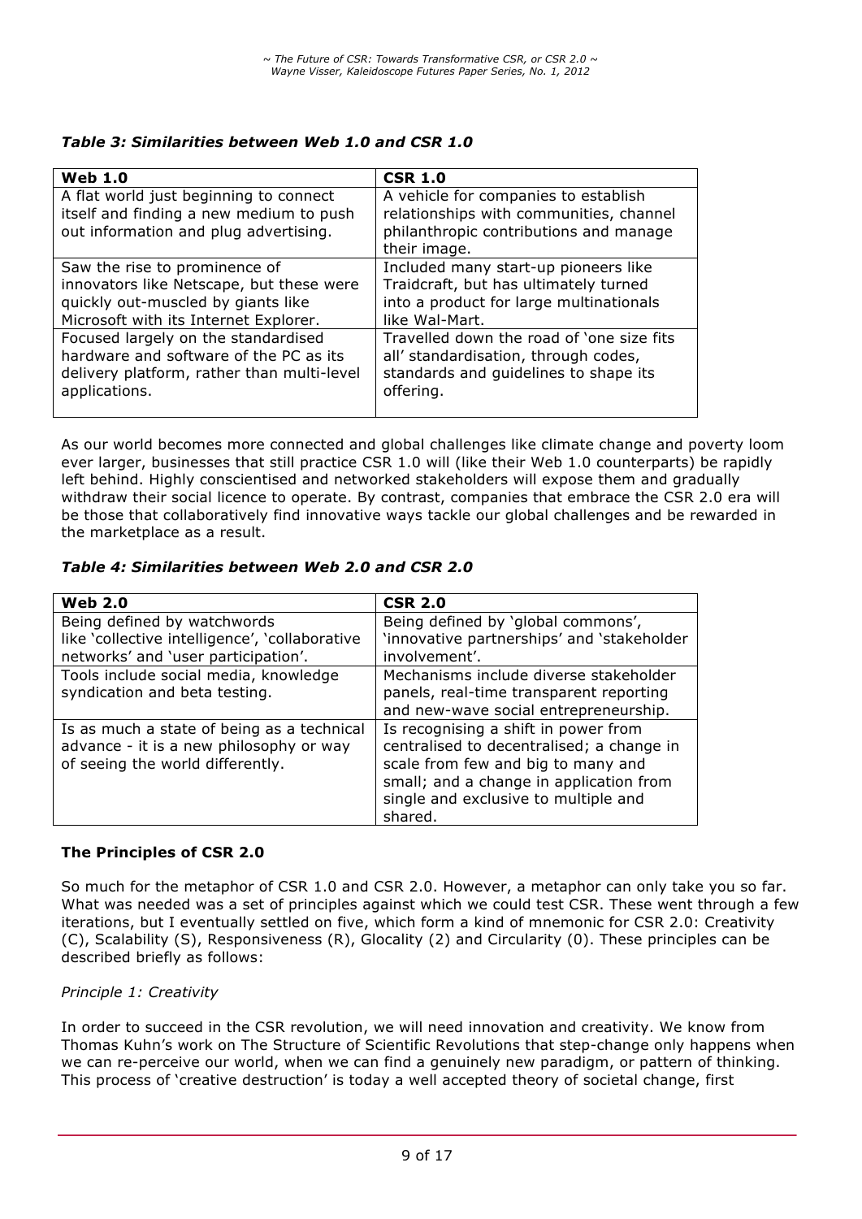*Table 3: Similarities between Web 1.0 and CSR 1.0*

| **Web 1.0** | **CSR 1.0** |
| --- | --- |
| A flat world just beginning to connect itself and finding a new medium to push out information and plug advertising. | A vehicle for companies to establish relationships with communities, channel philanthropic contributions and manage their image. |
| Saw the rise to prominence of innovators like Netscape, but these were quickly out-muscled by giants like Microsoft with its Internet Explorer. | Included many start-up pioneers like Traidcraft, but has ultimately turned into a product for large multinationals like Wal-Mart. |
| Focused largely on the standardised hardware and software of the PC as its delivery platform, rather than multi-level applications. | Travelled down the road of 'one size fits all' standardisation, through codes, standards and guidelines to shape its offering. |

As our world becomes more connected and global challenges like climate change and poverty loom ever larger, businesses that still practice CSR 1.0 will (like their Web 1.0 counterparts) be rapidly left behind. Highly conscientised and networked stakeholders will expose them and gradually withdraw their social licence to operate. By contrast, companies that embrace the CSR 2.0 era will be those that collaboratively find innovative ways tackle our global challenges and be rewarded in the marketplace as a result.

*Table 4: Similarities between Web 2.0 and CSR 2.0*

| **Web 2.0** | **CSR 2.0** |
| --- | --- |
| Being defined by watchwords like 'collective intelligence', 'collaborative networks' and 'user participation'. | Being defined by 'global commons', 'innovative partnerships' and 'stakeholder involvement'. |
| Tools include social media, knowledge syndication and beta testing. | Mechanisms include diverse stakeholder panels, real-time transparent reporting and new-wave social entrepreneurship. |
| Is as much a state of being as a technical advance - it is a new philosophy or way of seeing the world differently. | Is recognising a shift in power from centralised to decentralised; a change in scale from few and big to many and small; and a change in application from single and exclusive to multiple and shared. |

**The Principles of CSR 2.0**

So much for the metaphor of CSR 1.0 and CSR 2.0. However, a metaphor can only take you so far. What was needed was a set of principles against which we could test CSR. These went through a few iterations, but I eventually settled on five, which form a kind of mnemonic for CSR 2.0: Creativity (C), Scalability (S), Responsiveness (R), Glocality (2) and Circularity (0). These principles can be described briefly as follows:

*Principle 1: Creativity*

In order to succeed in the CSR revolution, we will need innovation and creativity. We know from Thomas Kuhn's work on The Structure of Scientific Revolutions that step-change only happens when we can re-perceive our world, when we can find a genuinely new paradigm, or pattern of thinking. This process of 'creative destruction' is today a well accepted theory of societal change, first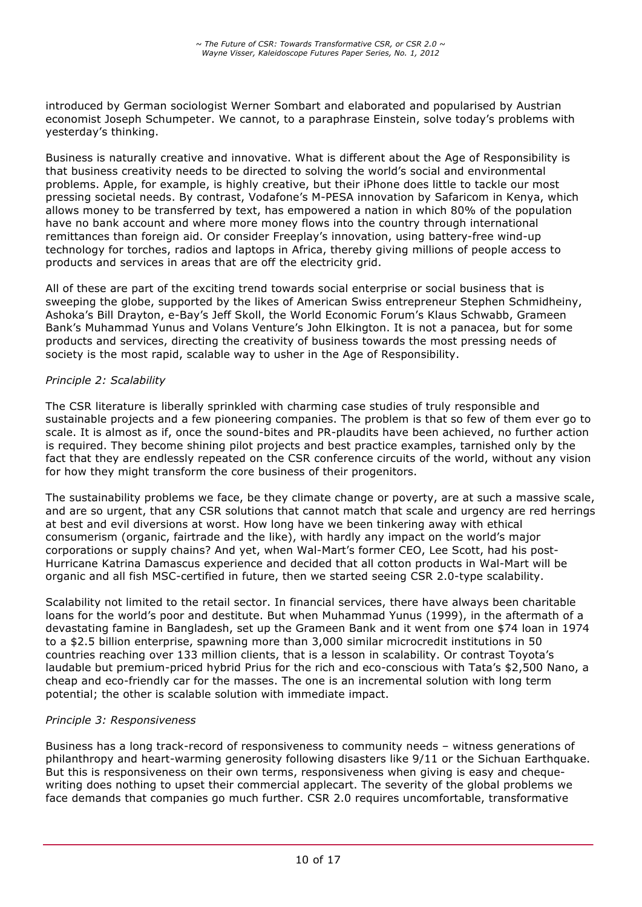introduced by German sociologist Werner Sombart and elaborated and popularised by Austrian economist Joseph Schumpeter. We cannot, to a paraphrase Einstein, solve today's problems with yesterday's thinking.

Business is naturally creative and innovative. What is different about the Age of Responsibility is that business creativity needs to be directed to solving the world's social and environmental problems. Apple, for example, is highly creative, but their iPhone does little to tackle our most pressing societal needs. By contrast, Vodafone's M-PESA innovation by Safaricom in Kenya, which allows money to be transferred by text, has empowered a nation in which 80% of the population have no bank account and where more money flows into the country through international remittances than foreign aid. Or consider Freeplay's innovation, using battery-free wind-up technology for torches, radios and laptops in Africa, thereby giving millions of people access to products and services in areas that are off the electricity grid.

All of these are part of the exciting trend towards social enterprise or social business that is sweeping the globe, supported by the likes of American Swiss entrepreneur Stephen Schmidheiny, Ashoka's Bill Drayton, e-Bay's Jeff Skoll, the World Economic Forum's Klaus Schwabb, Grameen Bank's Muhammad Yunus and Volans Venture's John Elkington. It is not a panacea, but for some products and services, directing the creativity of business towards the most pressing needs of society is the most rapid, scalable way to usher in the Age of Responsibility.

*Principle 2: Scalability*

The CSR literature is liberally sprinkled with charming case studies of truly responsible and sustainable projects and a few pioneering companies. The problem is that so few of them ever go to scale. It is almost as if, once the sound-bites and PR-plaudits have been achieved, no further action is required. They become shining pilot projects and best practice examples, tarnished only by the fact that they are endlessly repeated on the CSR conference circuits of the world, without any vision for how they might transform the core business of their progenitors.

The sustainability problems we face, be they climate change or poverty, are at such a massive scale, and are so urgent, that any CSR solutions that cannot match that scale and urgency are red herrings at best and evil diversions at worst. How long have we been tinkering away with ethical consumerism (organic, fairtrade and the like), with hardly any impact on the world's major corporations or supply chains? And yet, when Wal-Mart's former CEO, Lee Scott, had his post-Hurricane Katrina Damascus experience and decided that all cotton products in Wal-Mart will be organic and all fish MSC-certified in future, then we started seeing CSR 2.0-type scalability.

Scalability not limited to the retail sector. In financial services, there have always been charitable loans for the world's poor and destitute. But when Muhammad Yunus (1999), in the aftermath of a devastating famine in Bangladesh, set up the Grameen Bank and it went from one $74 loan in 1974 to a $2.5 billion enterprise, spawning more than 3,000 similar microcredit institutions in 50 countries reaching over 133 million clients, that is a lesson in scalability. Or contrast Toyota's laudable but premium-priced hybrid Prius for the rich and eco-conscious with Tata's $2,500 Nano, a cheap and eco-friendly car for the masses. The one is an incremental solution with long term potential; the other is scalable solution with immediate impact.

*Principle 3: Responsiveness*

Business has a long track-record of responsiveness to community needs – witness generations of philanthropy and heart-warming generosity following disasters like 9/11 or the Sichuan Earthquake. But this is responsiveness on their own terms, responsiveness when giving is easy and cheque-writing does nothing to upset their commercial applecart. The severity of the global problems we face demands that companies go much further. CSR 2.0 requires uncomfortable, transformative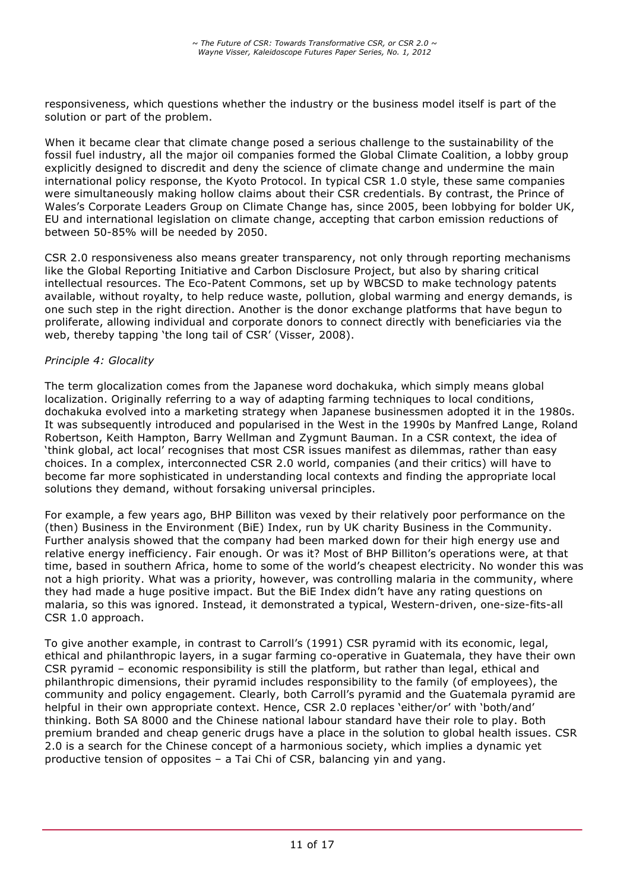responsiveness, which questions whether the industry or the business model itself is part of the solution or part of the problem.

When it became clear that climate change posed a serious challenge to the sustainability of the fossil fuel industry, all the major oil companies formed the Global Climate Coalition, a lobby group explicitly designed to discredit and deny the science of climate change and undermine the main international policy response, the Kyoto Protocol. In typical CSR 1.0 style, these same companies were simultaneously making hollow claims about their CSR credentials. By contrast, the Prince of Wales's Corporate Leaders Group on Climate Change has, since 2005, been lobbying for bolder UK, EU and international legislation on climate change, accepting that carbon emission reductions of between 50-85% will be needed by 2050.

CSR 2.0 responsiveness also means greater transparency, not only through reporting mechanisms like the Global Reporting Initiative and Carbon Disclosure Project, but also by sharing critical intellectual resources. The Eco-Patent Commons, set up by WBCSD to make technology patents available, without royalty, to help reduce waste, pollution, global warming and energy demands, is one such step in the right direction. Another is the donor exchange platforms that have begun to proliferate, allowing individual and corporate donors to connect directly with beneficiaries via the web, thereby tapping 'the long tail of CSR' (Visser, 2008).

*Principle 4: Glocality*

The term glocalization comes from the Japanese word dochakuka, which simply means global localization. Originally referring to a way of adapting farming techniques to local conditions, dochakuka evolved into a marketing strategy when Japanese businessmen adopted it in the 1980s. It was subsequently introduced and popularised in the West in the 1990s by Manfred Lange, Roland Robertson, Keith Hampton, Barry Wellman and Zygmunt Bauman. In a CSR context, the idea of 'think global, act local' recognises that most CSR issues manifest as dilemmas, rather than easy choices. In a complex, interconnected CSR 2.0 world, companies (and their critics) will have to become far more sophisticated in understanding local contexts and finding the appropriate local solutions they demand, without forsaking universal principles.

For example, a few years ago, BHP Billiton was vexed by their relatively poor performance on the (then) Business in the Environment (BiE) Index, run by UK charity Business in the Community. Further analysis showed that the company had been marked down for their high energy use and relative energy inefficiency. Fair enough. Or was it? Most of BHP Billiton's operations were, at that time, based in southern Africa, home to some of the world's cheapest electricity. No wonder this was not a high priority. What was a priority, however, was controlling malaria in the community, where they had made a huge positive impact. But the BiE Index didn't have any rating questions on malaria, so this was ignored. Instead, it demonstrated a typical, Western-driven, one-size-fits-all CSR 1.0 approach.

To give another example, in contrast to Carroll's (1991) CSR pyramid with its economic, legal, ethical and philanthropic layers, in a sugar farming co-operative in Guatemala, they have their own CSR pyramid – economic responsibility is still the platform, but rather than legal, ethical and philanthropic dimensions, their pyramid includes responsibility to the family (of employees), the community and policy engagement. Clearly, both Carroll's pyramid and the Guatemala pyramid are helpful in their own appropriate context. Hence, CSR 2.0 replaces 'either/or' with 'both/and' thinking. Both SA 8000 and the Chinese national labour standard have their role to play. Both premium branded and cheap generic drugs have a place in the solution to global health issues. CSR 2.0 is a search for the Chinese concept of a harmonious society, which implies a dynamic yet productive tension of opposites – a Tai Chi of CSR, balancing yin and yang.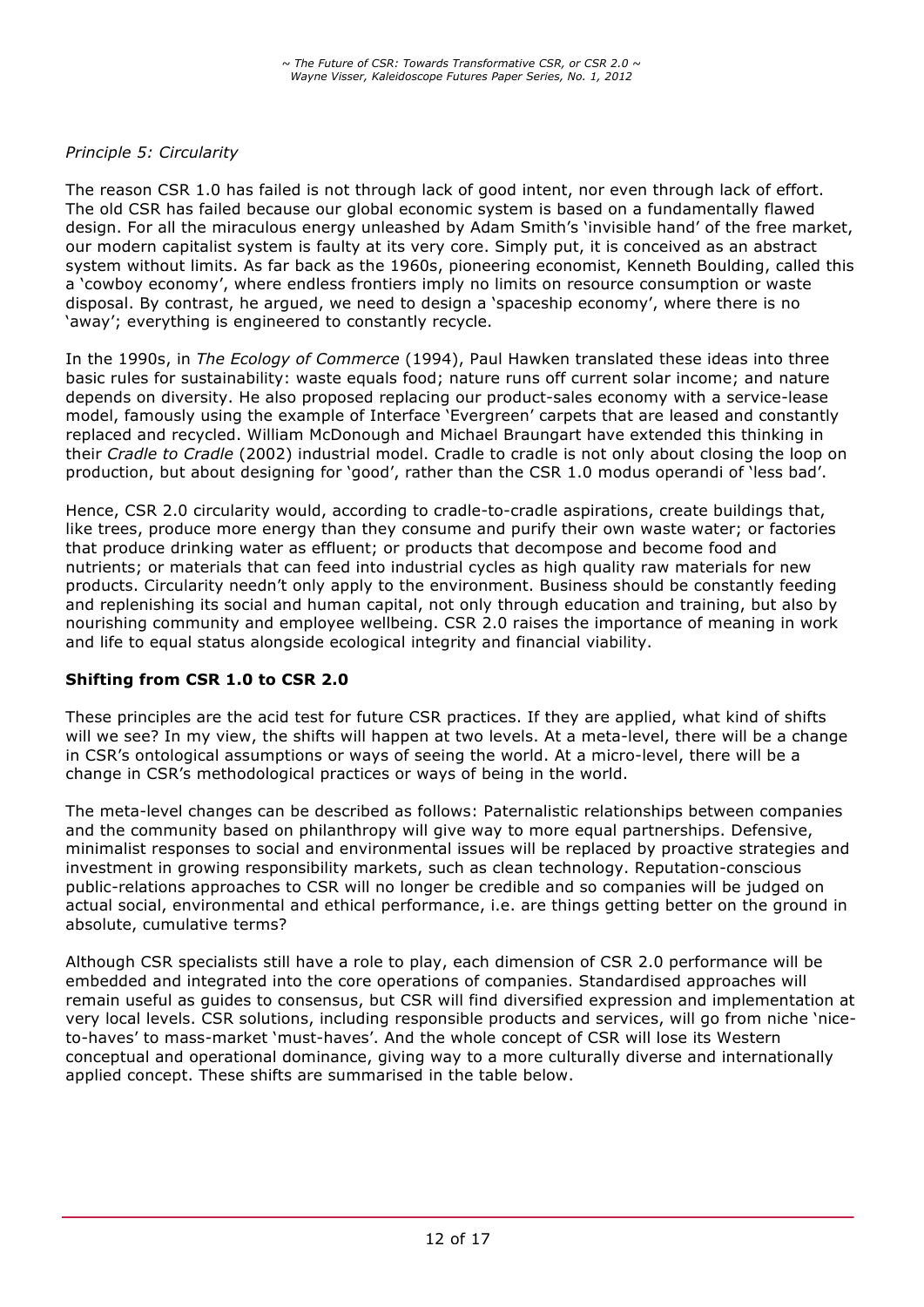*Principle 5: Circularity*

The reason CSR 1.0 has failed is not through lack of good intent, nor even through lack of effort. The old CSR has failed because our global economic system is based on a fundamentally flawed design. For all the miraculous energy unleashed by Adam Smith's 'invisible hand' of the free market, our modern capitalist system is faulty at its very core. Simply put, it is conceived as an abstract system without limits. As far back as the 1960s, pioneering economist, Kenneth Boulding, called this a 'cowboy economy', where endless frontiers imply no limits on resource consumption or waste disposal. By contrast, he argued, we need to design a 'spaceship economy', where there is no 'away'; everything is engineered to constantly recycle.

In the 1990s, in *The Ecology of Commerce* (1994), Paul Hawken translated these ideas into three basic rules for sustainability: waste equals food; nature runs off current solar income; and nature depends on diversity. He also proposed replacing our product-sales economy with a service-lease model, famously using the example of Interface 'Evergreen' carpets that are leased and constantly replaced and recycled. William McDonough and Michael Braungart have extended this thinking in their *Cradle to Cradle* (2002) industrial model. Cradle to cradle is not only about closing the loop on production, but about designing for 'good', rather than the CSR 1.0 modus operandi of 'less bad'.

Hence, CSR 2.0 circularity would, according to cradle-to-cradle aspirations, create buildings that, like trees, produce more energy than they consume and purify their own waste water; or factories that produce drinking water as effluent; or products that decompose and become food and nutrients; or materials that can feed into industrial cycles as high quality raw materials for new products. Circularity needn't only apply to the environment. Business should be constantly feeding and replenishing its social and human capital, not only through education and training, but also by nourishing community and employee wellbeing. CSR 2.0 raises the importance of meaning in work and life to equal status alongside ecological integrity and financial viability.

**Shifting from CSR 1.0 to CSR 2.0**

These principles are the acid test for future CSR practices. If they are applied, what kind of shifts will we see? In my view, the shifts will happen at two levels. At a meta-level, there will be a change in CSR's ontological assumptions or ways of seeing the world. At a micro-level, there will be a change in CSR's methodological practices or ways of being in the world.

The meta-level changes can be described as follows: Paternalistic relationships between companies and the community based on philanthropy will give way to more equal partnerships. Defensive, minimalist responses to social and environmental issues will be replaced by proactive strategies and investment in growing responsibility markets, such as clean technology. Reputation-conscious public-relations approaches to CSR will no longer be credible and so companies will be judged on actual social, environmental and ethical performance, i.e. are things getting better on the ground in absolute, cumulative terms?

Although CSR specialists still have a role to play, each dimension of CSR 2.0 performance will be embedded and integrated into the core operations of companies. Standardised approaches will remain useful as guides to consensus, but CSR will find diversified expression and implementation at very local levels. CSR solutions, including responsible products and services, will go from niche 'nice-to-haves' to mass-market 'must-haves'. And the whole concept of CSR will lose its Western conceptual and operational dominance, giving way to a more culturally diverse and internationally applied concept. These shifts are summarised in the table below.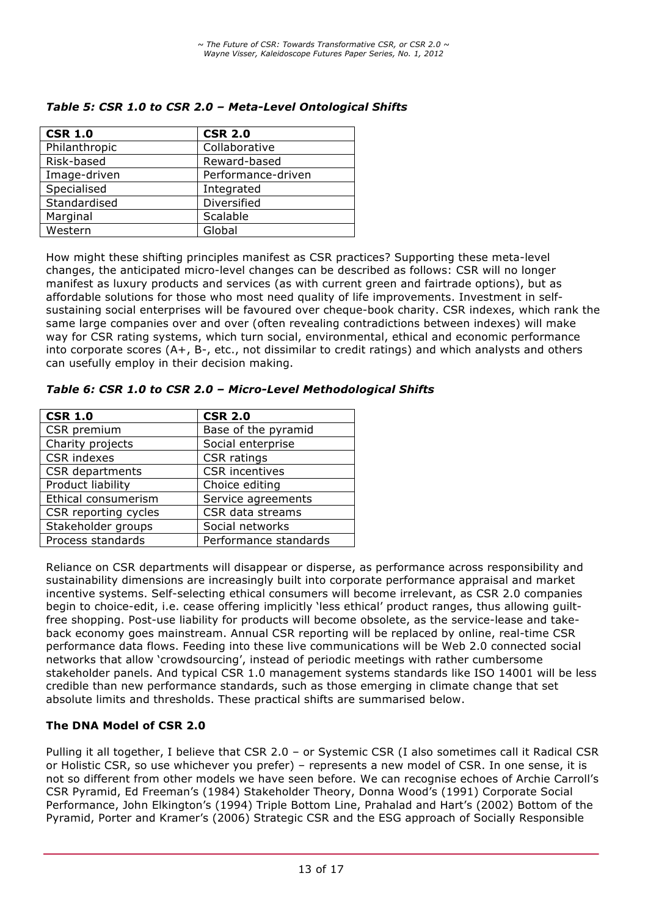*Table 5: CSR 1.0 to CSR 2.0 – Meta-Level Ontological Shifts*

| CSR 1.0 | CSR 2.0 |
|---|---|
| Philanthropic | Collaborative |
| Risk-based | Reward-based |
| Image-driven | Performance-driven |
| Specialised | Integrated |
| Standardised | Diversified |
| Marginal | Scalable |
| Western | Global |

How might these shifting principles manifest as CSR practices? Supporting these meta-level changes, the anticipated micro-level changes can be described as follows: CSR will no longer manifest as luxury products and services (as with current green and fairtrade options), but as affordable solutions for those who most need quality of life improvements. Investment in self-sustaining social enterprises will be favoured over cheque-book charity. CSR indexes, which rank the same large companies over and over (often revealing contradictions between indexes) will make way for CSR rating systems, which turn social, environmental, ethical and economic performance into corporate scores (A+, B-, etc., not dissimilar to credit ratings) and which analysts and others can usefully employ in their decision making.

*Table 6: CSR 1.0 to CSR 2.0 – Micro-Level Methodological Shifts*

| CSR 1.0 | CSR 2.0 |
|---|---|
| CSR premium | Base of the pyramid |
| Charity projects | Social enterprise |
| CSR indexes | CSR ratings |
| CSR departments | CSR incentives |
| Product liability | Choice editing |
| Ethical consumerism | Service agreements |
| CSR reporting cycles | CSR data streams |
| Stakeholder groups | Social networks |
| Process standards | Performance standards |

Reliance on CSR departments will disappear or disperse, as performance across responsibility and sustainability dimensions are increasingly built into corporate performance appraisal and market incentive systems. Self-selecting ethical consumers will become irrelevant, as CSR 2.0 companies begin to choice-edit, i.e. cease offering implicitly 'less ethical' product ranges, thus allowing guilt-free shopping. Post-use liability for products will become obsolete, as the service-lease and take-back economy goes mainstream. Annual CSR reporting will be replaced by online, real-time CSR performance data flows. Feeding into these live communications will be Web 2.0 connected social networks that allow 'crowdsourcing', instead of periodic meetings with rather cumbersome stakeholder panels. And typical CSR 1.0 management systems standards like ISO 14001 will be less credible than new performance standards, such as those emerging in climate change that set absolute limits and thresholds. These practical shifts are summarised below.

## The DNA Model of CSR 2.0

Pulling it all together, I believe that CSR 2.0 – or Systemic CSR (I also sometimes call it Radical CSR or Holistic CSR, so use whichever you prefer) – represents a new model of CSR. In one sense, it is not so different from other models we have seen before. We can recognise echoes of Archie Carroll's CSR Pyramid, Ed Freeman's (1984) Stakeholder Theory, Donna Wood's (1991) Corporate Social Performance, John Elkington's (1994) Triple Bottom Line, Prahalad and Hart's (2002) Bottom of the Pyramid, Porter and Kramer's (2006) Strategic CSR and the ESG approach of Socially Responsible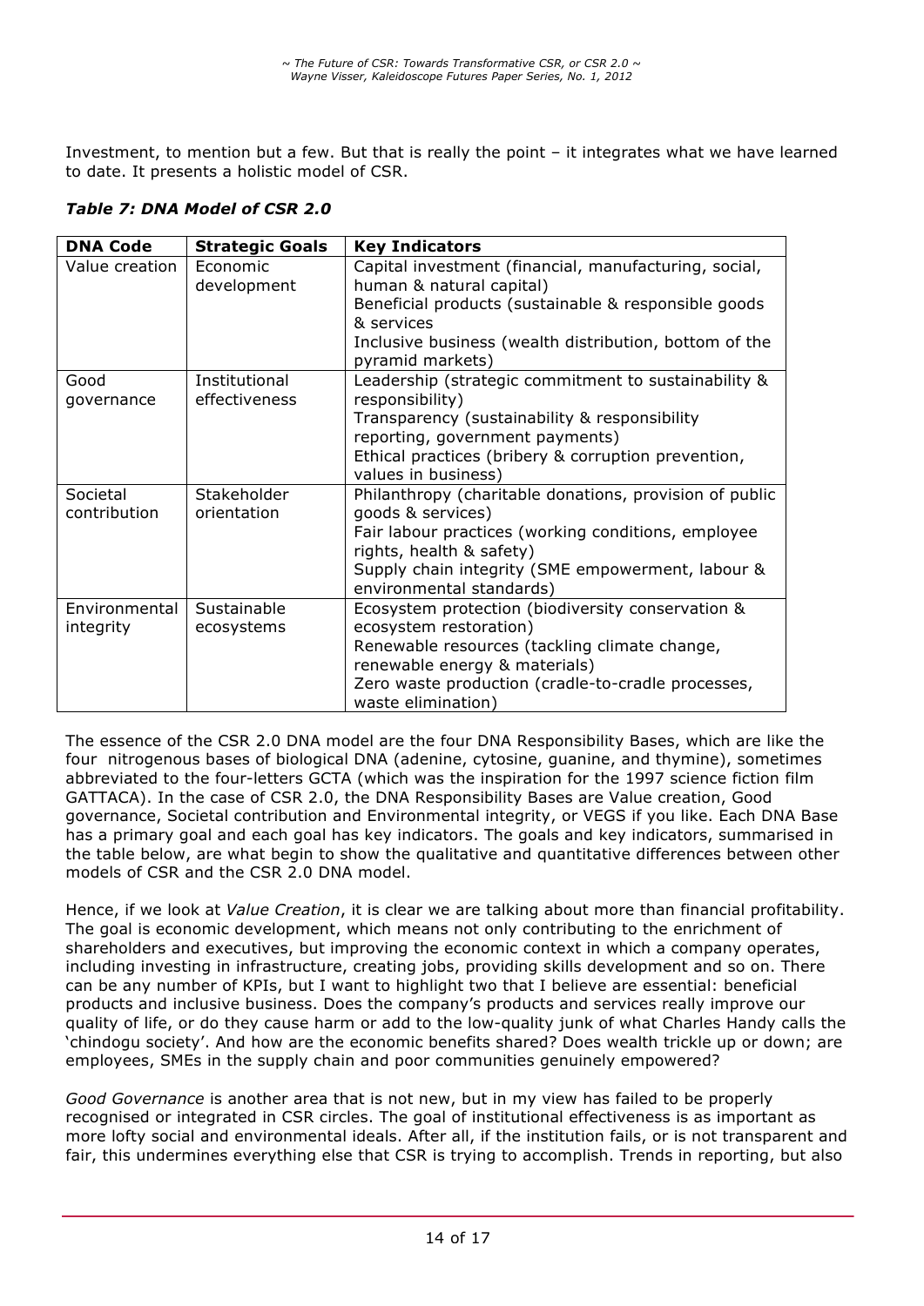Investment, to mention but a few. But that is really the point – it integrates what we have learned to date. It presents a holistic model of CSR.

***Table 7: DNA Model of CSR 2.0***

| DNA Code | Strategic Goals | Key Indicators |
|---|---|---|
| Value creation | Economic development | Capital investment (financial, manufacturing, social, human & natural capital)<br>Beneficial products (sustainable & responsible goods & services<br>Inclusive business (wealth distribution, bottom of the pyramid markets) |
| Good governance | Institutional effectiveness | Leadership (strategic commitment to sustainability & responsibility)<br>Transparency (sustainability & responsibility reporting, government payments)<br>Ethical practices (bribery & corruption prevention, values in business) |
| Societal contribution | Stakeholder orientation | Philanthropy (charitable donations, provision of public goods & services)<br>Fair labour practices (working conditions, employee rights, health & safety)<br>Supply chain integrity (SME empowerment, labour & environmental standards) |
| Environmental integrity | Sustainable ecosystems | Ecosystem protection (biodiversity conservation & ecosystem restoration)<br>Renewable resources (tackling climate change, renewable energy & materials)<br>Zero waste production (cradle-to-cradle processes, waste elimination) |

The essence of the CSR 2.0 DNA model are the four DNA Responsibility Bases, which are like the four nitrogenous bases of biological DNA (adenine, cytosine, guanine, and thymine), sometimes abbreviated to the four-letters GCTA (which was the inspiration for the 1997 science fiction film GATTACA). In the case of CSR 2.0, the DNA Responsibility Bases are Value creation, Good governance, Societal contribution and Environmental integrity, or VEGS if you like. Each DNA Base has a primary goal and each goal has key indicators. The goals and key indicators, summarised in the table below, are what begin to show the qualitative and quantitative differences between other models of CSR and the CSR 2.0 DNA model.

Hence, if we look at *Value Creation*, it is clear we are talking about more than financial profitability. The goal is economic development, which means not only contributing to the enrichment of shareholders and executives, but improving the economic context in which a company operates, including investing in infrastructure, creating jobs, providing skills development and so on. There can be any number of KPIs, but I want to highlight two that I believe are essential: beneficial products and inclusive business. Does the company's products and services really improve our quality of life, or do they cause harm or add to the low-quality junk of what Charles Handy calls the 'chindogu society'. And how are the economic benefits shared? Does wealth trickle up or down; are employees, SMEs in the supply chain and poor communities genuinely empowered?

*Good Governance* is another area that is not new, but in my view has failed to be properly recognised or integrated in CSR circles. The goal of institutional effectiveness is as important as more lofty social and environmental ideals. After all, if the institution fails, or is not transparent and fair, this undermines everything else that CSR is trying to accomplish. Trends in reporting, but also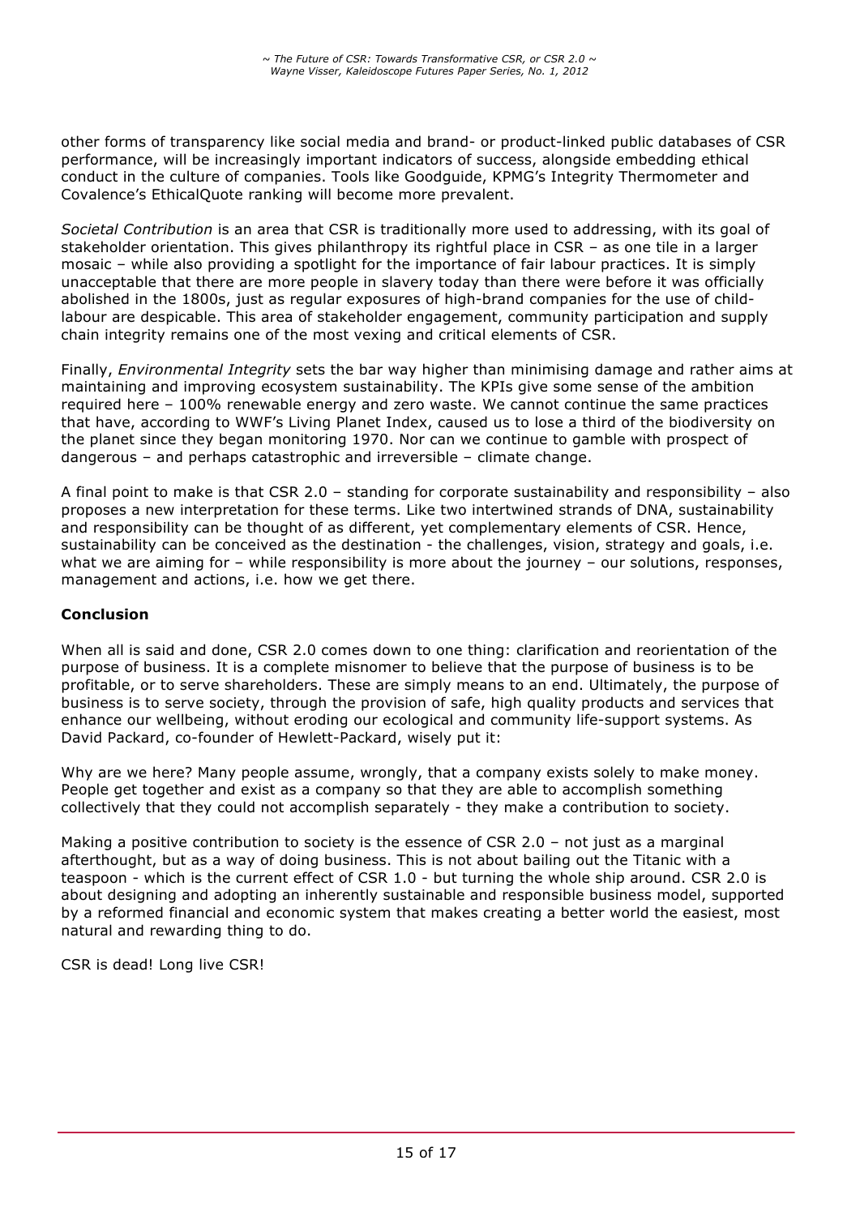other forms of transparency like social media and brand- or product-linked public databases of CSR performance, will be increasingly important indicators of success, alongside embedding ethical conduct in the culture of companies. Tools like Goodguide, KPMG's Integrity Thermometer and Covalence's EthicalQuote ranking will become more prevalent.

*Societal Contribution* is an area that CSR is traditionally more used to addressing, with its goal of stakeholder orientation. This gives philanthropy its rightful place in CSR – as one tile in a larger mosaic – while also providing a spotlight for the importance of fair labour practices. It is simply unacceptable that there are more people in slavery today than there were before it was officially abolished in the 1800s, just as regular exposures of high-brand companies for the use of child-labour are despicable. This area of stakeholder engagement, community participation and supply chain integrity remains one of the most vexing and critical elements of CSR.

Finally, *Environmental Integrity* sets the bar way higher than minimising damage and rather aims at maintaining and improving ecosystem sustainability. The KPIs give some sense of the ambition required here – 100% renewable energy and zero waste. We cannot continue the same practices that have, according to WWF's Living Planet Index, caused us to lose a third of the biodiversity on the planet since they began monitoring 1970. Nor can we continue to gamble with prospect of dangerous – and perhaps catastrophic and irreversible – climate change.

A final point to make is that CSR 2.0 – standing for corporate sustainability and responsibility – also proposes a new interpretation for these terms. Like two intertwined strands of DNA, sustainability and responsibility can be thought of as different, yet complementary elements of CSR. Hence, sustainability can be conceived as the destination - the challenges, vision, strategy and goals, i.e. what we are aiming for – while responsibility is more about the journey – our solutions, responses, management and actions, i.e. how we get there.

**Conclusion**

When all is said and done, CSR 2.0 comes down to one thing: clarification and reorientation of the purpose of business. It is a complete misnomer to believe that the purpose of business is to be profitable, or to serve shareholders. These are simply means to an end. Ultimately, the purpose of business is to serve society, through the provision of safe, high quality products and services that enhance our wellbeing, without eroding our ecological and community life-support systems. As David Packard, co-founder of Hewlett-Packard, wisely put it:

Why are we here? Many people assume, wrongly, that a company exists solely to make money. People get together and exist as a company so that they are able to accomplish something collectively that they could not accomplish separately - they make a contribution to society.

Making a positive contribution to society is the essence of CSR 2.0 – not just as a marginal afterthought, but as a way of doing business. This is not about bailing out the Titanic with a teaspoon - which is the current effect of CSR 1.0 - but turning the whole ship around. CSR 2.0 is about designing and adopting an inherently sustainable and responsible business model, supported by a reformed financial and economic system that makes creating a better world the easiest, most natural and rewarding thing to do.

CSR is dead! Long live CSR!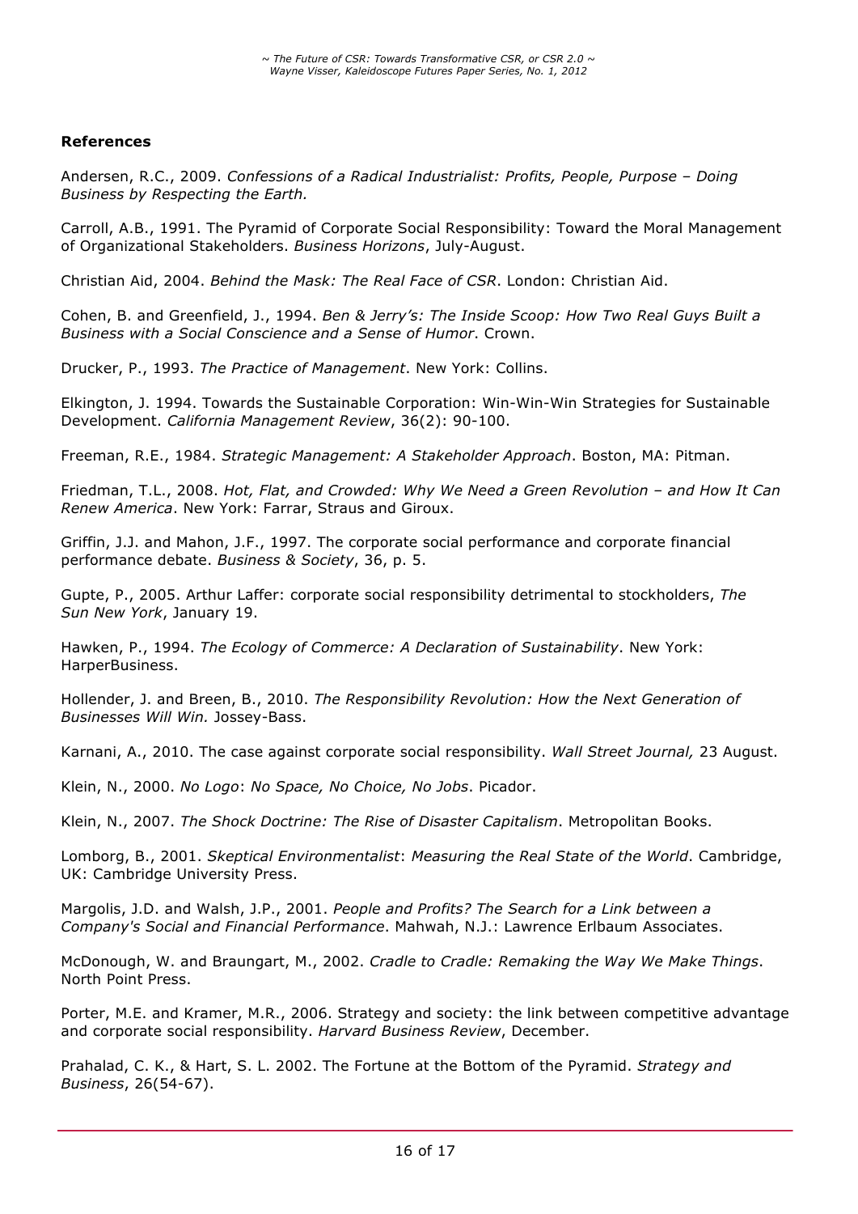**References**

Andersen, R.C., 2009. *Confessions of a Radical Industrialist: Profits, People, Purpose – Doing Business by Respecting the Earth.*

Carroll, A.B., 1991. The Pyramid of Corporate Social Responsibility: Toward the Moral Management of Organizational Stakeholders. *Business Horizons*, July-August.

Christian Aid, 2004. *Behind the Mask: The Real Face of CSR*. London: Christian Aid.

Cohen, B. and Greenfield, J., 1994. *Ben & Jerry's: The Inside Scoop: How Two Real Guys Built a Business with a Social Conscience and a Sense of Humor*. Crown.

Drucker, P., 1993. *The Practice of Management*. New York: Collins.

Elkington, J. 1994. Towards the Sustainable Corporation: Win-Win-Win Strategies for Sustainable Development. *California Management Review*, 36(2): 90-100.

Freeman, R.E., 1984. *Strategic Management: A Stakeholder Approach*. Boston, MA: Pitman.

Friedman, T.L., 2008. *Hot, Flat, and Crowded: Why We Need a Green Revolution – and How It Can Renew America*. New York: Farrar, Straus and Giroux.

Griffin, J.J. and Mahon, J.F., 1997. The corporate social performance and corporate financial performance debate. *Business & Society*, 36, p. 5.

Gupte, P., 2005. Arthur Laffer: corporate social responsibility detrimental to stockholders, *The Sun New York*, January 19.

Hawken, P., 1994. *The Ecology of Commerce: A Declaration of Sustainability*. New York: HarperBusiness.

Hollender, J. and Breen, B., 2010. *The Responsibility Revolution: How the Next Generation of Businesses Will Win.* Jossey-Bass.

Karnani, A., 2010. The case against corporate social responsibility. *Wall Street Journal,* 23 August.

Klein, N., 2000. *No Logo*: *No Space, No Choice, No Jobs*. Picador.

Klein, N., 2007. *The Shock Doctrine: The Rise of Disaster Capitalism*. Metropolitan Books.

Lomborg, B., 2001. *Skeptical Environmentalist*: *Measuring the Real State of the World*. Cambridge, UK: Cambridge University Press.

Margolis, J.D. and Walsh, J.P., 2001. *People and Profits? The Search for a Link between a Company's Social and Financial Performance*. Mahwah, N.J.: Lawrence Erlbaum Associates.

McDonough, W. and Braungart, M., 2002. *Cradle to Cradle: Remaking the Way We Make Things*. North Point Press.

Porter, M.E. and Kramer, M.R., 2006. Strategy and society: the link between competitive advantage and corporate social responsibility. *Harvard Business Review*, December.

Prahalad, C. K., & Hart, S. L. 2002. The Fortune at the Bottom of the Pyramid. *Strategy and Business*, 26(54-67).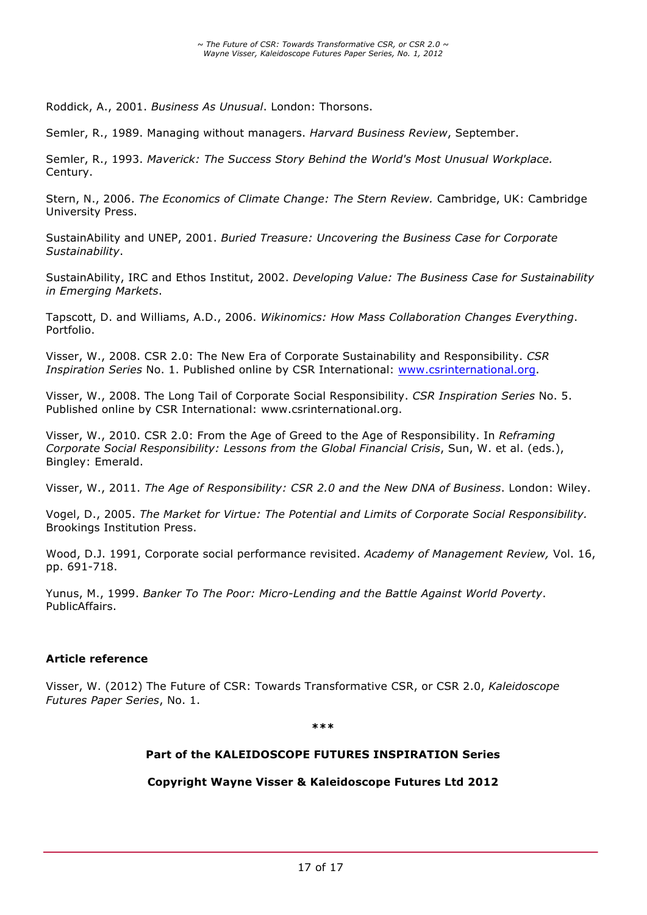Roddick, A., 2001. *Business As Unusual*. London: Thorsons.

Semler, R., 1989. Managing without managers. *Harvard Business Review*, September.

Semler, R., 1993. *Maverick: The Success Story Behind the World's Most Unusual Workplace.* Century.

Stern, N., 2006. *The Economics of Climate Change: The Stern Review.* Cambridge, UK: Cambridge University Press.

SustainAbility and UNEP, 2001. *Buried Treasure: Uncovering the Business Case for Corporate Sustainability*.

SustainAbility, IRC and Ethos Institut, 2002. *Developing Value: The Business Case for Sustainability in Emerging Markets*.

Tapscott, D. and Williams, A.D., 2006. *Wikinomics: How Mass Collaboration Changes Everything*. Portfolio.

Visser, W., 2008. CSR 2.0: The New Era of Corporate Sustainability and Responsibility. *CSR Inspiration Series* No. 1. Published online by CSR International: www.csrinternational.org.

Visser, W., 2008. The Long Tail of Corporate Social Responsibility. *CSR Inspiration Series* No. 5. Published online by CSR International: www.csrinternational.org.

Visser, W., 2010. CSR 2.0: From the Age of Greed to the Age of Responsibility. In *Reframing Corporate Social Responsibility: Lessons from the Global Financial Crisis*, Sun, W. et al. (eds.), Bingley: Emerald.

Visser, W., 2011. *The Age of Responsibility: CSR 2.0 and the New DNA of Business*. London: Wiley.

Vogel, D., 2005. *The Market for Virtue: The Potential and Limits of Corporate Social Responsibility.* Brookings Institution Press.

Wood, D.J. 1991, Corporate social performance revisited. *Academy of Management Review,* Vol. 16, pp. 691-718.

Yunus, M., 1999. *Banker To The Poor: Micro-Lending and the Battle Against World Poverty*. PublicAffairs.

**Article reference**

Visser, W. (2012) The Future of CSR: Towards Transformative CSR, or CSR 2.0, *Kaleidoscope Futures Paper Series*, No. 1.

***

**Part of the KALEIDOSCOPE FUTURES INSPIRATION Series**

**Copyright Wayne Visser & Kaleidoscope Futures Ltd 2012**